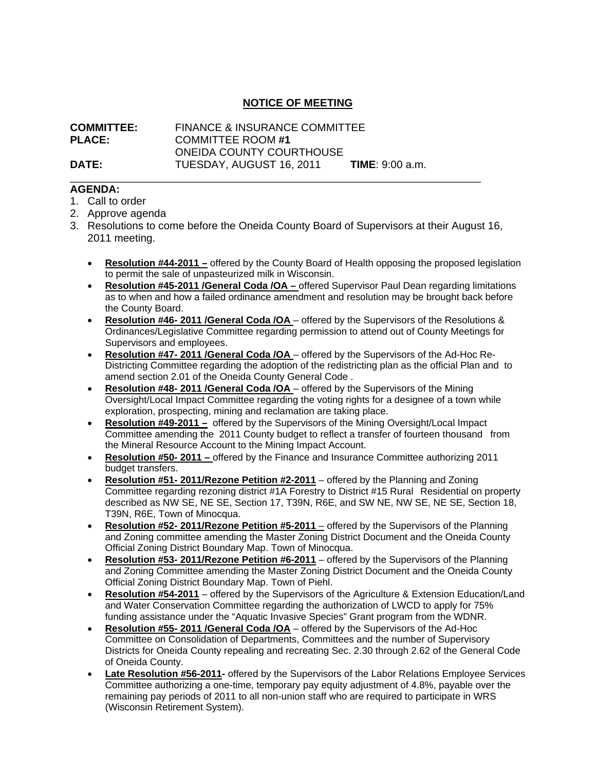# NOTICE OF MEETING

**COMMITTEE:** FINANCE & INSURANCE COMMITTEE
**PLACE:** COMMITTEE ROOM **#1**
ONEIDA COUNTY COURTHOUSE
**DATE:** TUESDAY, AUGUST 16, 2011 **TIME**: 9:00 a.m.

---

**AGENDA:**

1. Call to order
2. Approve agenda
3. Resolutions to come before the Oneida County Board of Supervisors at their August 16, 2011 meeting.

   - **Resolution #44-2011 –** offered by the County Board of Health opposing the proposed legislation to permit the sale of unpasteurized milk in Wisconsin.
   - **Resolution #45-2011 /General Coda /OA –** offered Supervisor Paul Dean regarding limitations as to when and how a failed ordinance amendment and resolution may be brought back before the County Board.
   - **Resolution #46- 2011 /General Coda /OA** – offered by the Supervisors of the Resolutions & Ordinances/Legislative Committee regarding permission to attend out of County Meetings for Supervisors and employees.
   - **Resolution #47- 2011 /General Coda /OA** – offered by the Supervisors of the Ad-Hoc Re-Districting Committee regarding the adoption of the redistricting plan as the official Plan and to amend section 2.01 of the Oneida County General Code .
   - **Resolution #48- 2011 /General Coda /OA** – offered by the Supervisors of the Mining Oversight/Local Impact Committee regarding the voting rights for a designee of a town while exploration, prospecting, mining and reclamation are taking place.
   - **Resolution #49-2011 –** offered by the Supervisors of the Mining Oversight/Local Impact Committee amending the 2011 County budget to reflect a transfer of fourteen thousand from the Mineral Resource Account to the Mining Impact Account.
   - **Resolution #50- 2011 –** offered by the Finance and Insurance Committee authorizing 2011 budget transfers.
   - **Resolution #51- 2011/Rezone Petition #2-2011** – offered by the Planning and Zoning Committee regarding rezoning district #1A Forestry to District #15 Rural Residential on property described as NW SE, NE SE, Section 17, T39N, R6E, and SW NE, NW SE, NE SE, Section 18, T39N, R6E, Town of Minocqua.
   - **Resolution #52- 2011/Rezone Petition #5-2011** – offered by the Supervisors of the Planning and Zoning committee amending the Master Zoning District Document and the Oneida County Official Zoning District Boundary Map. Town of Minocqua.
   - **Resolution #53- 2011/Rezone Petition #6-2011** – offered by the Supervisors of the Planning and Zoning Committee amending the Master Zoning District Document and the Oneida County Official Zoning District Boundary Map. Town of Piehl.
   - **Resolution #54-2011** – offered by the Supervisors of the Agriculture & Extension Education/Land and Water Conservation Committee regarding the authorization of LWCD to apply for 75% funding assistance under the "Aquatic Invasive Species" Grant program from the WDNR.
   - **Resolution #55- 2011 /General Coda /OA** – offered by the Supervisors of the Ad-Hoc Committee on Consolidation of Departments, Committees and the number of Supervisory Districts for Oneida County repealing and recreating Sec. 2.30 through 2.62 of the General Code of Oneida County.
   - **Late Resolution #56-2011-** offered by the Supervisors of the Labor Relations Employee Services Committee authorizing a one-time, temporary pay equity adjustment of 4.8%, payable over the remaining pay periods of 2011 to all non-union staff who are required to participate in WRS (Wisconsin Retirement System).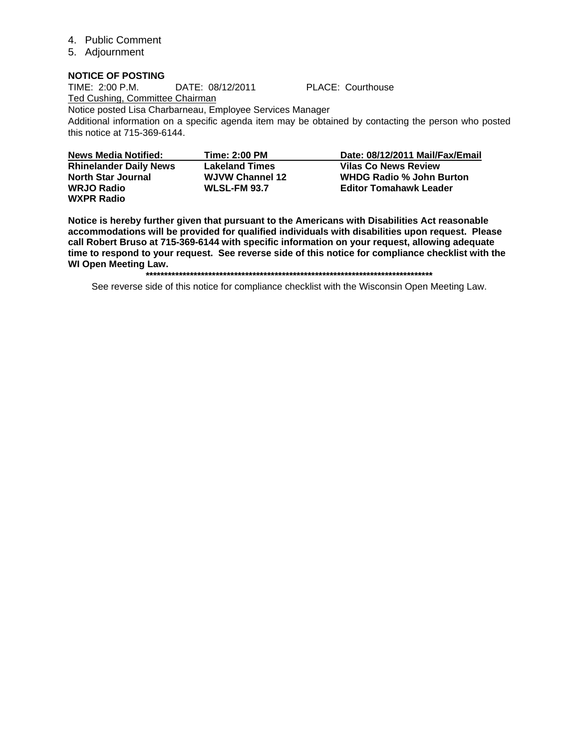4. Public Comment
5. Adjournment

**NOTICE OF POSTING**

TIME: 2:00 P.M. DATE: 08/12/2011 PLACE: Courthouse

Ted Cushing, Committee Chairman

Notice posted Lisa Charbarneau, Employee Services Manager

Additional information on a specific agenda item may be obtained by contacting the person who posted this notice at 715-369-6144.

| News Media Notified: | Time: 2:00 PM | Date: 08/12/2011 Mail/Fax/Email |
|---|---|---|
| **Rhinelander Daily News** | **Lakeland Times** | **Vilas Co News Review** |
| **North Star Journal** | **WJVW Channel 12** | **WHDG Radio % John Burton** |
| **WRJO Radio** | **WLSL-FM 93.7** | **Editor Tomahawk Leader** |
| **WXPR Radio** | | |

**Notice is hereby further given that pursuant to the Americans with Disabilities Act reasonable accommodations will be provided for qualified individuals with disabilities upon request. Please call Robert Bruso at 715-369-6144 with specific information on your request, allowing adequate time to respond to your request. See reverse side of this notice for compliance checklist with the WI Open Meeting Law.**

**********************************************************************************

See reverse side of this notice for compliance checklist with the Wisconsin Open Meeting Law.